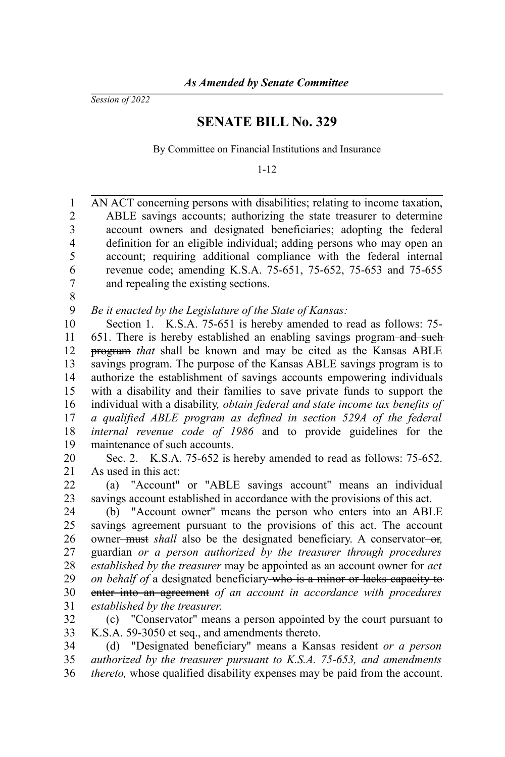*As Amended by Senate Committee*

*Session of 2022*

# SENATE BILL No. 329

By Committee on Financial Institutions and Insurance

1-12

AN ACT concerning persons with disabilities; relating to income taxation, ABLE savings accounts; authorizing the state treasurer to determine account owners and designated beneficiaries; adopting the federal definition for an eligible individual; adding persons who may open an account; requiring additional compliance with the federal internal revenue code; amending K.S.A. 75-651, 75-652, 75-653 and 75-655 and repealing the existing sections.

*Be it enacted by the Legislature of the State of Kansas:*

Section 1. K.S.A. 75-651 is hereby amended to read as follows: 75-651. There is hereby established an enabling savings program ~~and such program~~ *that* shall be known and may be cited as the Kansas ABLE savings program. The purpose of the Kansas ABLE savings program is to authorize the establishment of savings accounts empowering individuals with a disability and their families to save private funds to support the individual with a disability*, obtain federal and state income tax benefits of a qualified ABLE program as defined in section 529A of the federal internal revenue code of 1986* and to provide guidelines for the maintenance of such accounts.

Sec. 2. K.S.A. 75-652 is hereby amended to read as follows: 75-652. As used in this act:

(a) "Account" or "ABLE savings account" means an individual savings account established in accordance with the provisions of this act.

(b) "Account owner" means the person who enters into an ABLE savings agreement pursuant to the provisions of this act. The account owner ~~must~~ *shall* also be the designated beneficiary. A conservator ~~or~~*,* guardian *or a person authorized by the treasurer through procedures established by the treasurer* may ~~be appointed as an account owner for~~ *act on behalf of* a designated beneficiary ~~who is a minor or lacks capacity to enter into an agreement~~ *of an account in accordance with procedures established by the treasurer.*

(c) "Conservator" means a person appointed by the court pursuant to K.S.A. 59-3050 et seq., and amendments thereto.

(d) "Designated beneficiary" means a Kansas resident *or a person authorized by the treasurer pursuant to K.S.A. 75-653, and amendments thereto,* whose qualified disability expenses may be paid from the account.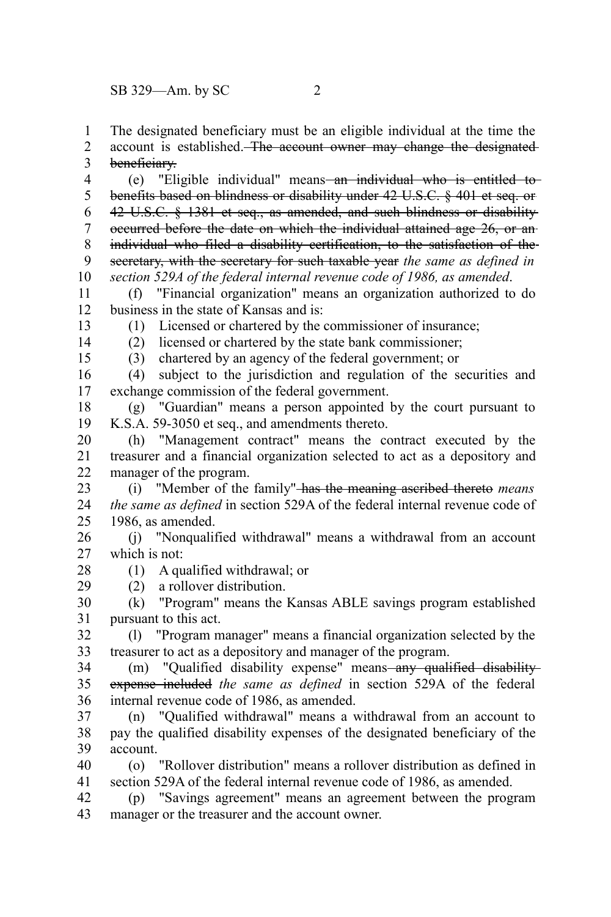The designated beneficiary must be an eligible individual at the time the account is established. ~~The account owner may change the designated beneficiary.~~

(e) "Eligible individual" means ~~an individual who is entitled to benefits based on blindness or disability under 42 U.S.C. § 401 et seq. or 42 U.S.C. § 1381 et seq., as amended, and such blindness or disability occurred before the date on which the individual attained age 26, or an individual who filed a disability certification, to the satisfaction of the secretary, with the secretary for such taxable year~~ *the same as defined in section 529A of the federal internal revenue code of 1986, as amended*.

(f) "Financial organization" means an organization authorized to do business in the state of Kansas and is:

(1) Licensed or chartered by the commissioner of insurance;

(2) licensed or chartered by the state bank commissioner;

(3) chartered by an agency of the federal government; or

(4) subject to the jurisdiction and regulation of the securities and exchange commission of the federal government.

(g) "Guardian" means a person appointed by the court pursuant to K.S.A. 59-3050 et seq., and amendments thereto.

(h) "Management contract" means the contract executed by the treasurer and a financial organization selected to act as a depository and manager of the program.

(i) "Member of the family" ~~has the meaning ascribed thereto~~ *means the same as defined* in section 529A of the federal internal revenue code of 1986, as amended.

(j) "Nonqualified withdrawal" means a withdrawal from an account which is not:

(1) A qualified withdrawal; or

(2) a rollover distribution.

(k) "Program" means the Kansas ABLE savings program established pursuant to this act.

(l) "Program manager" means a financial organization selected by the treasurer to act as a depository and manager of the program.

(m) "Qualified disability expense" means ~~any qualified disability expense included~~ *the same as defined* in section 529A of the federal internal revenue code of 1986, as amended.

(n) "Qualified withdrawal" means a withdrawal from an account to pay the qualified disability expenses of the designated beneficiary of the account.

(o) "Rollover distribution" means a rollover distribution as defined in section 529A of the federal internal revenue code of 1986, as amended.

(p) "Savings agreement" means an agreement between the program manager or the treasurer and the account owner.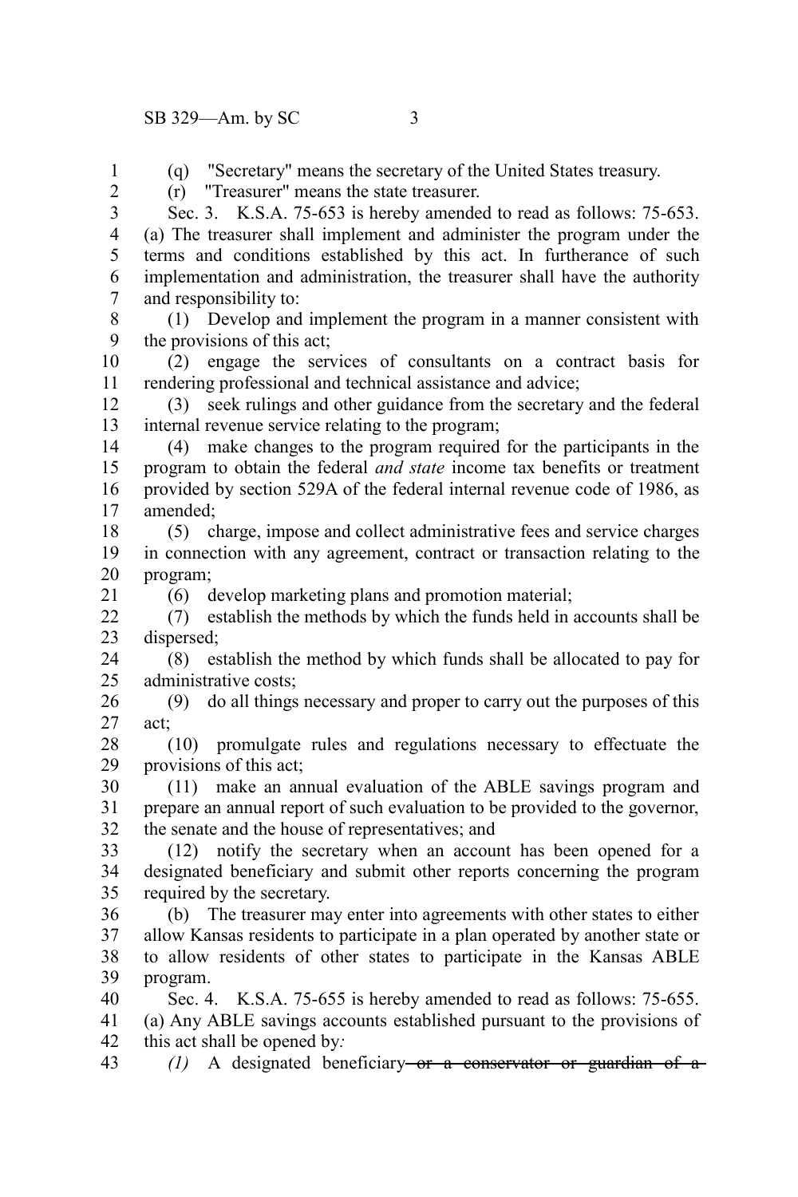(q) "Secretary" means the secretary of the United States treasury.

(r) "Treasurer" means the state treasurer.

Sec. 3. K.S.A. 75-653 is hereby amended to read as follows: 75-653. (a) The treasurer shall implement and administer the program under the terms and conditions established by this act. In furtherance of such implementation and administration, the treasurer shall have the authority and responsibility to:

(1) Develop and implement the program in a manner consistent with the provisions of this act;

(2) engage the services of consultants on a contract basis for rendering professional and technical assistance and advice;

(3) seek rulings and other guidance from the secretary and the federal internal revenue service relating to the program;

(4) make changes to the program required for the participants in the program to obtain the federal *and state* income tax benefits or treatment provided by section 529A of the federal internal revenue code of 1986, as amended;

(5) charge, impose and collect administrative fees and service charges in connection with any agreement, contract or transaction relating to the program;

(6) develop marketing plans and promotion material;

(7) establish the methods by which the funds held in accounts shall be dispersed;

(8) establish the method by which funds shall be allocated to pay for administrative costs;

(9) do all things necessary and proper to carry out the purposes of this act;

(10) promulgate rules and regulations necessary to effectuate the provisions of this act;

(11) make an annual evaluation of the ABLE savings program and prepare an annual report of such evaluation to be provided to the governor, the senate and the house of representatives; and

(12) notify the secretary when an account has been opened for a designated beneficiary and submit other reports concerning the program required by the secretary.

(b) The treasurer may enter into agreements with other states to either allow Kansas residents to participate in a plan operated by another state or to allow residents of other states to participate in the Kansas ABLE program.

Sec. 4. K.S.A. 75-655 is hereby amended to read as follows: 75-655. (a) Any ABLE savings accounts established pursuant to the provisions of this act shall be opened by*:*

*(1)* A designated beneficiary ~~or a conservator or guardian of a~~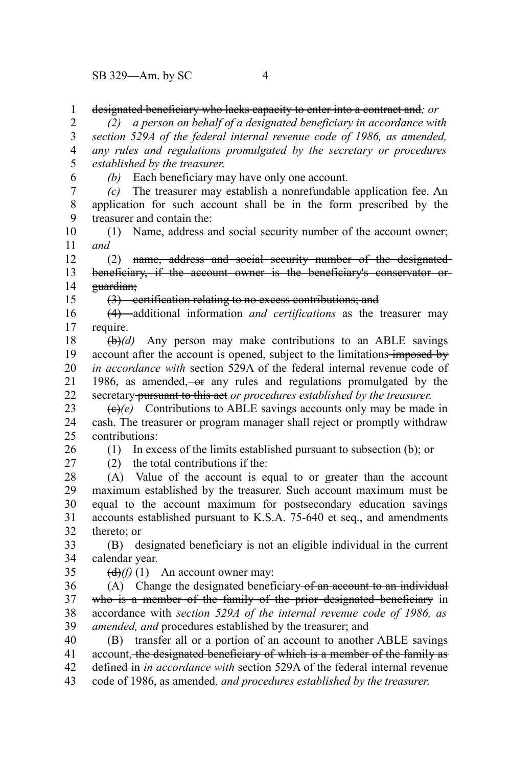~~designated beneficiary who lacks capacity to enter into a contract and~~*; or*

*(2) a person on behalf of a designated beneficiary in accordance with section 529A of the federal internal revenue code of 1986, as amended, any rules and regulations promulgated by the secretary or procedures established by the treasurer.*

*(b)* Each beneficiary may have only one account.

*(c)* The treasurer may establish a nonrefundable application fee. An application for such account shall be in the form prescribed by the treasurer and contain the:

(1) Name, address and social security number of the account owner; *and*

(2) ~~name, address and social security number of the designated beneficiary, if the account owner is the beneficiary's conservator or guardian;~~

~~(3) certification relating to no excess contributions; and~~

~~(4)~~ additional information *and certifications* as the treasurer may require.

~~(b)~~*(d)* Any person may make contributions to an ABLE savings account after the account is opened, subject to the limitations ~~imposed by~~ *in accordance with* section 529A of the federal internal revenue code of 1986, as amended, ~~or~~ any rules and regulations promulgated by the secretary ~~pursuant to this act~~ *or procedures established by the treasurer.*

~~(c)~~*(e)* Contributions to ABLE savings accounts only may be made in cash. The treasurer or program manager shall reject or promptly withdraw contributions:

(1) In excess of the limits established pursuant to subsection (b); or

(2) the total contributions if the:

(A) Value of the account is equal to or greater than the account maximum established by the treasurer. Such account maximum must be equal to the account maximum for postsecondary education savings accounts established pursuant to K.S.A. 75-640 et seq., and amendments thereto; or

(B) designated beneficiary is not an eligible individual in the current calendar year.

~~(d)~~*(f)* (1) An account owner may:

(A) Change the designated beneficiary ~~of an account to an individual who is a member of the family of the prior designated beneficiary~~ in accordance with *section 529A of the internal revenue code of 1986, as amended, and* procedures established by the treasurer; and

(B) transfer all or a portion of an account to another ABLE savings account~~, the designated beneficiary of which is a member of the family as defined in~~ *in accordance with* section 529A of the federal internal revenue code of 1986, as amended*, and procedures established by the treasurer.*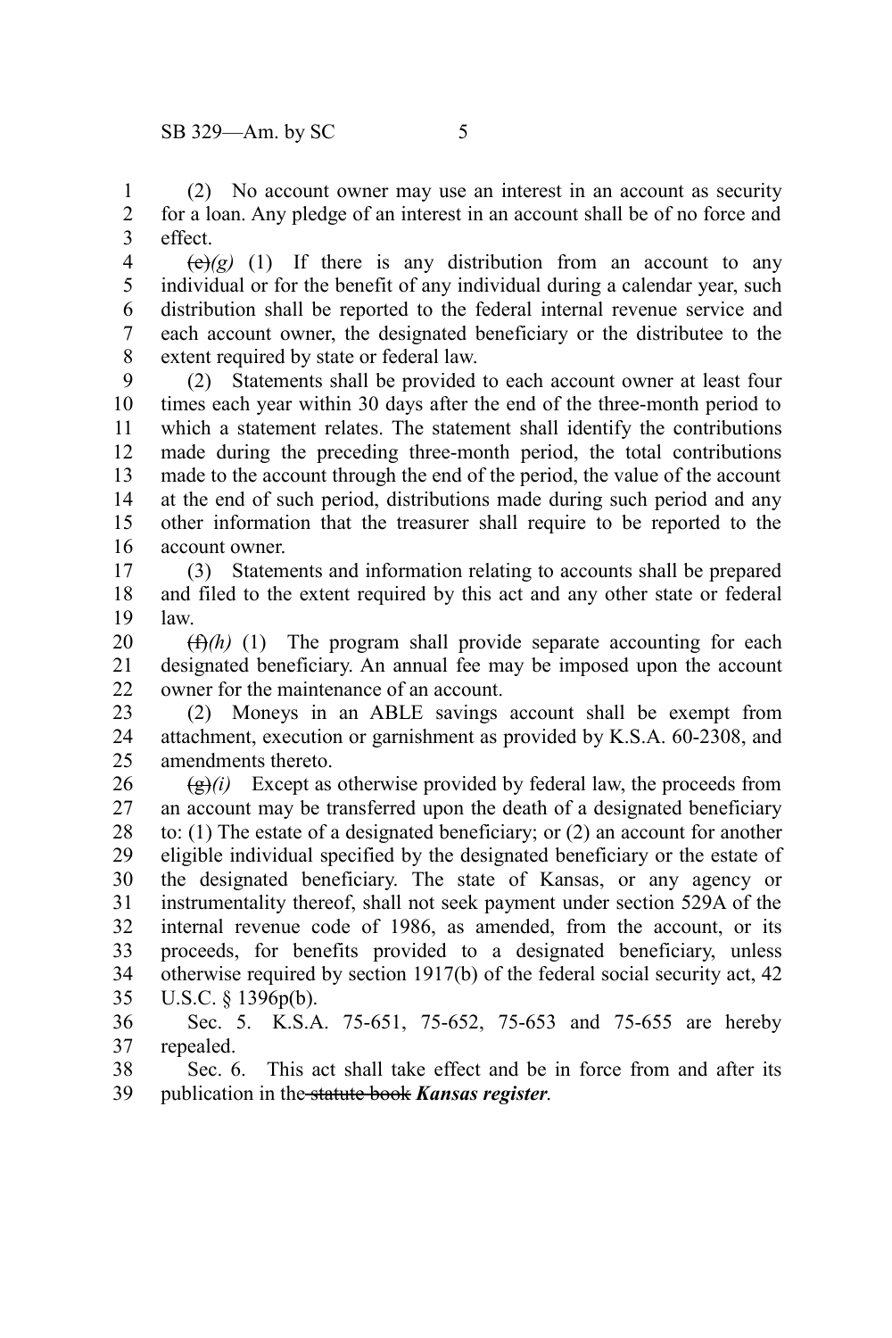(2) No account owner may use an interest in an account as security for a loan. Any pledge of an interest in an account shall be of no force and effect.

~~(e)~~*(g)* (1) If there is any distribution from an account to any individual or for the benefit of any individual during a calendar year, such distribution shall be reported to the federal internal revenue service and each account owner, the designated beneficiary or the distributee to the extent required by state or federal law.

(2) Statements shall be provided to each account owner at least four times each year within 30 days after the end of the three-month period to which a statement relates. The statement shall identify the contributions made during the preceding three-month period, the total contributions made to the account through the end of the period, the value of the account at the end of such period, distributions made during such period and any other information that the treasurer shall require to be reported to the account owner.

(3) Statements and information relating to accounts shall be prepared and filed to the extent required by this act and any other state or federal law.

~~(f)~~*(h)* (1) The program shall provide separate accounting for each designated beneficiary. An annual fee may be imposed upon the account owner for the maintenance of an account.

(2) Moneys in an ABLE savings account shall be exempt from attachment, execution or garnishment as provided by K.S.A. 60-2308, and amendments thereto.

~~(g)~~*(i)* Except as otherwise provided by federal law, the proceeds from an account may be transferred upon the death of a designated beneficiary to: (1) The estate of a designated beneficiary; or (2) an account for another eligible individual specified by the designated beneficiary or the estate of the designated beneficiary. The state of Kansas, or any agency or instrumentality thereof, shall not seek payment under section 529A of the internal revenue code of 1986, as amended, from the account, or its proceeds, for benefits provided to a designated beneficiary, unless otherwise required by section 1917(b) of the federal social security act, 42 U.S.C. § 1396p(b).

Sec. 5. K.S.A. 75-651, 75-652, 75-653 and 75-655 are hereby repealed.

Sec. 6. This act shall take effect and be in force from and after its publication in the ~~statute book~~ ***Kansas register****.*